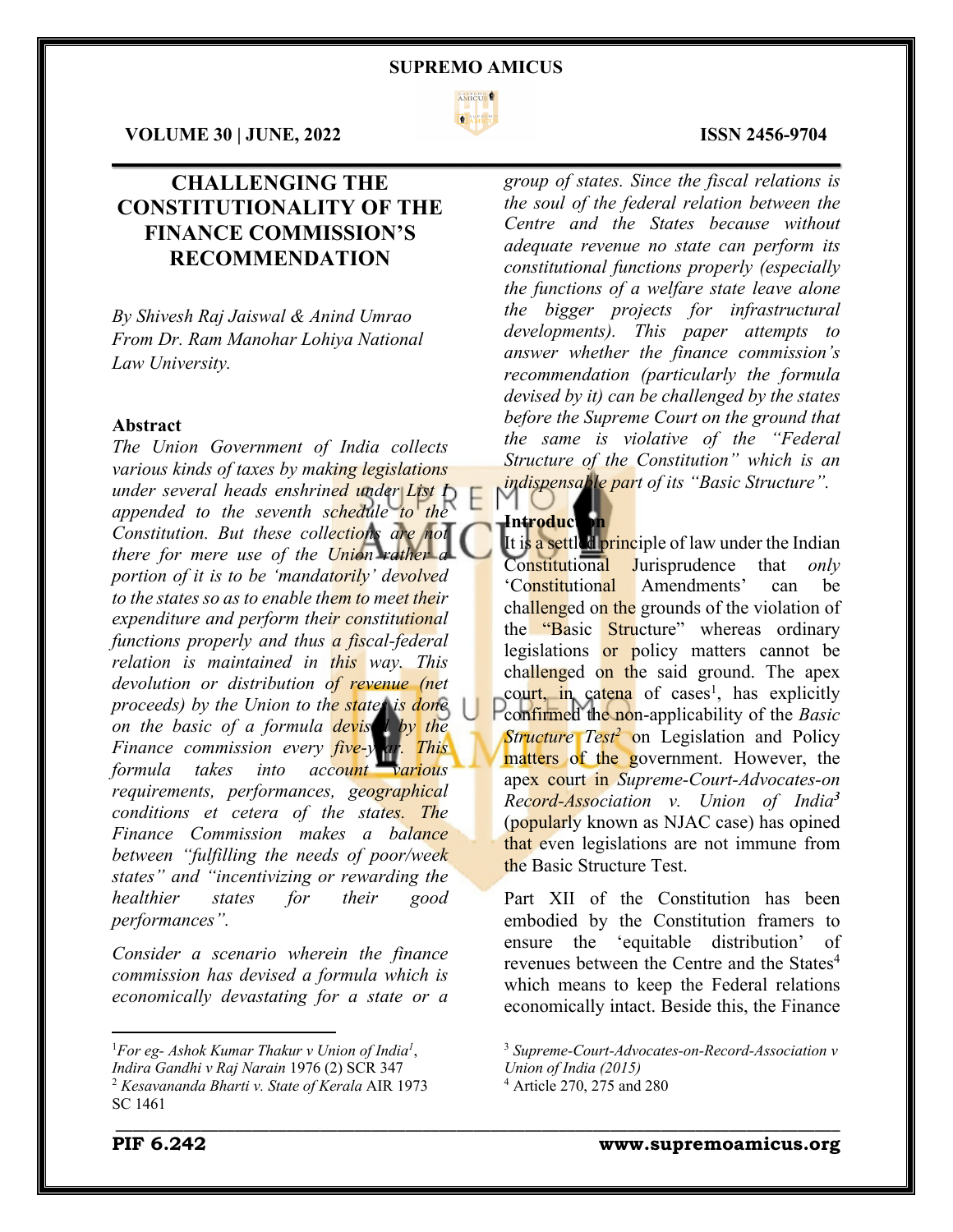# CHALLENGING THE CONSTITUTIONALITY OF THE FINANCE COMMISSION'S RECOMMENDATION

*By Shivesh Raj Jaiswal & Anind Umrao*
*From Dr. Ram Manohar Lohiya National Law University.*

## Abstract

*The Union Government of India collects various kinds of taxes by making legislations under several heads enshrined under List I appended to the seventh schedule to the Constitution. But these collections are not there for mere use of the Union rather a portion of it is to be 'mandatorily' devolved to the states so as to enable them to meet their expenditure and perform their constitutional functions properly and thus a fiscal-federal relation is maintained in this way. This devolution or distribution of revenue (net proceeds) by the Union to the states is done on the basic of a formula devised by the Finance commission every five-year. This formula takes into account various requirements, performances, geographical conditions et cetera of the states. The Finance Commission makes a balance between "fulfilling the needs of poor/week states" and "incentivizing or rewarding the healthier states for their good performances".*

*Consider a scenario wherein the finance commission has devised a formula which is economically devastating for a state or a group of states. Since the fiscal relations is the soul of the federal relation between the Centre and the States because without adequate revenue no state can perform its constitutional functions properly (especially the functions of a welfare state leave alone the bigger projects for infrastructural developments). This paper attempts to answer whether the finance commission's recommendation (particularly the formula devised by it) can be challenged by the states before the Supreme Court on the ground that the same is violative of the "Federal Structure of the Constitution" which is an indispensable part of its "Basic Structure".*

## Introduction

It is a settled principle of law under the Indian Constitutional Jurisprudence that *only* 'Constitutional Amendments' can be challenged on the grounds of the violation of the "Basic Structure" whereas ordinary legislations or policy matters cannot be challenged on the said ground. The apex court, in catena of cases[1], has explicitly confirmed the non-applicability of the *Basic Structure Test*[2] on Legislation and Policy matters of the government. However, the apex court in *Supreme-Court-Advocates-on Record-Association v. Union of India*[3] (popularly known as NJAC case) has opined that even legislations are not immune from the Basic Structure Test.

Part XII of the Constitution has been embodied by the Constitution framers to ensure the 'equitable distribution' of revenues between the Centre and the States[4] which means to keep the Federal relations economically intact. Beside this, the Finance

---

[1] *For eg- Ashok Kumar Thakur v Union of India*[1], *Indira Gandhi v Raj Narain* 1976 (2) SCR 347

[2] *Kesavananda Bharti v. State of Kerala* AIR 1973 SC 1461

[3] *Supreme-Court-Advocates-on-Record-Association v Union of India (2015)*

[4] Article 270, 275 and 280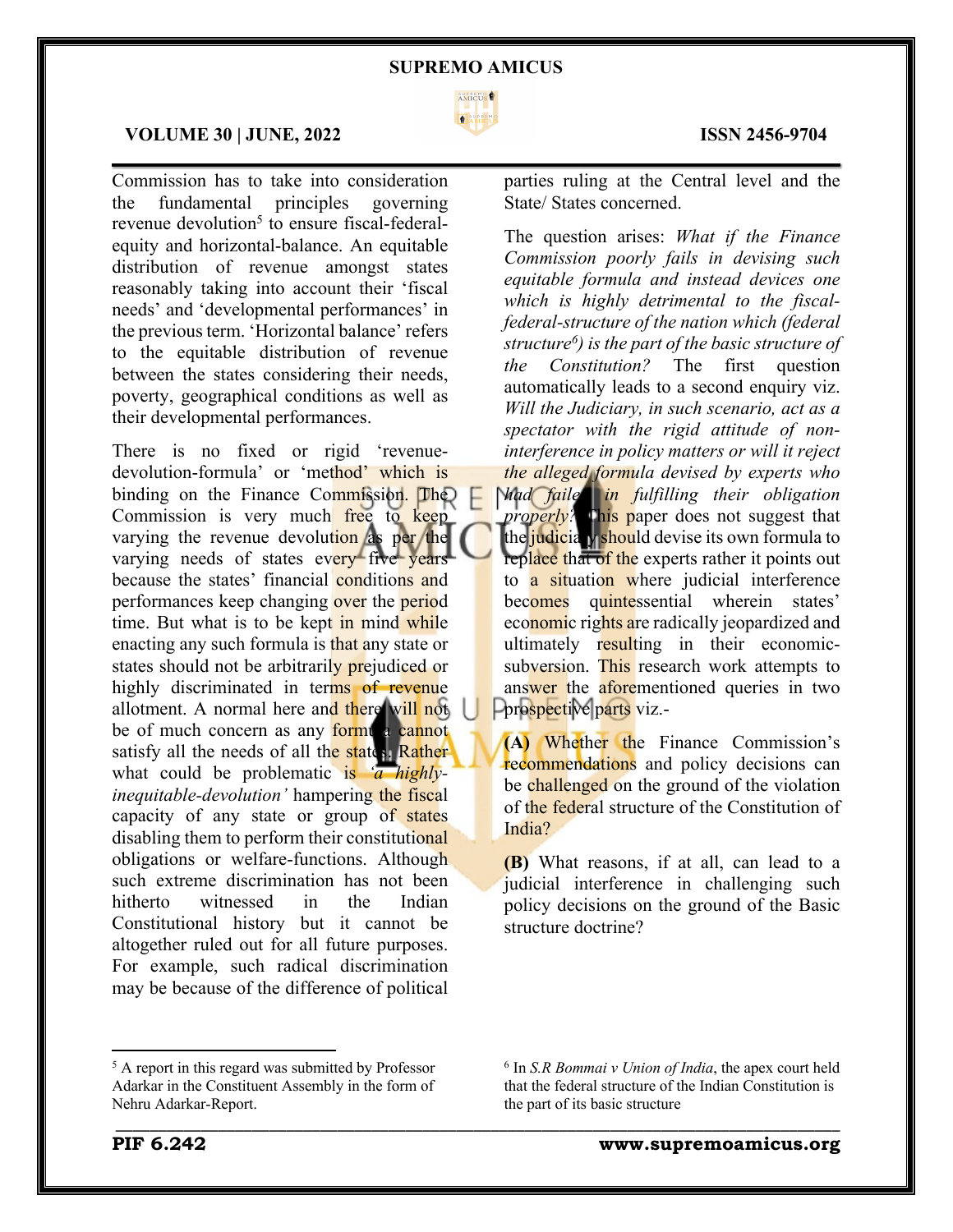Commission has to take into consideration the fundamental principles governing revenue devolution[5] to ensure fiscal-federal-equity and horizontal-balance. An equitable distribution of revenue amongst states reasonably taking into account their 'fiscal needs' and 'developmental performances' in the previous term. 'Horizontal balance' refers to the equitable distribution of revenue between the states considering their needs, poverty, geographical conditions as well as their developmental performances.

There is no fixed or rigid 'revenue-devolution-formula' or 'method' which is binding on the Finance Commission. The Commission is very much free to keep varying the revenue devolution as per the varying needs of states every five years because the states' financial conditions and performances keep changing over the period time. But what is to be kept in mind while enacting any such formula is that any state or states should not be arbitrarily prejudiced or highly discriminated in terms of revenue allotment. A normal here and there will not be of much concern as any formula cannot satisfy all the needs of all the states. Rather what could be problematic is *'a highly-inequitable-devolution'* hampering the fiscal capacity of any state or group of states disabling them to perform their constitutional obligations or welfare-functions. Although such extreme discrimination has not been hitherto witnessed in the Indian Constitutional history but it cannot be altogether ruled out for all future purposes. For example, such radical discrimination may be because of the difference of political parties ruling at the Central level and the State/ States concerned.

The question arises: *What if the Finance Commission poorly fails in devising such equitable formula and instead devices one which is highly detrimental to the fiscal-federal-structure of the nation which (federal structure[6]) is the part of the basic structure of the Constitution?* The first question automatically leads to a second enquiry viz. *Will the Judiciary, in such scenario, act as a spectator with the rigid attitude of non-interference in policy matters or will it reject the alleged formula devised by experts who had failed in fulfilling their obligation properly?* This paper does not suggest that the judiciary should devise its own formula to replace that of the experts rather it points out to a situation where judicial interference becomes quintessential wherein states' economic rights are radically jeopardized and ultimately resulting in their economic-subversion. This research work attempts to answer the aforementioned queries in two prospective parts viz.-

**(A)** Whether the Finance Commission's recommendations and policy decisions can be challenged on the ground of the violation of the federal structure of the Constitution of India?

**(B)** What reasons, if at all, can lead to a judicial interference in challenging such policy decisions on the ground of the Basic structure doctrine?

---

[5] A report in this regard was submitted by Professor Adarkar in the Constituent Assembly in the form of Nehru Adarkar-Report.

[6] In *S.R Bommai v Union of India*, the apex court held that the federal structure of the Indian Constitution is the part of its basic structure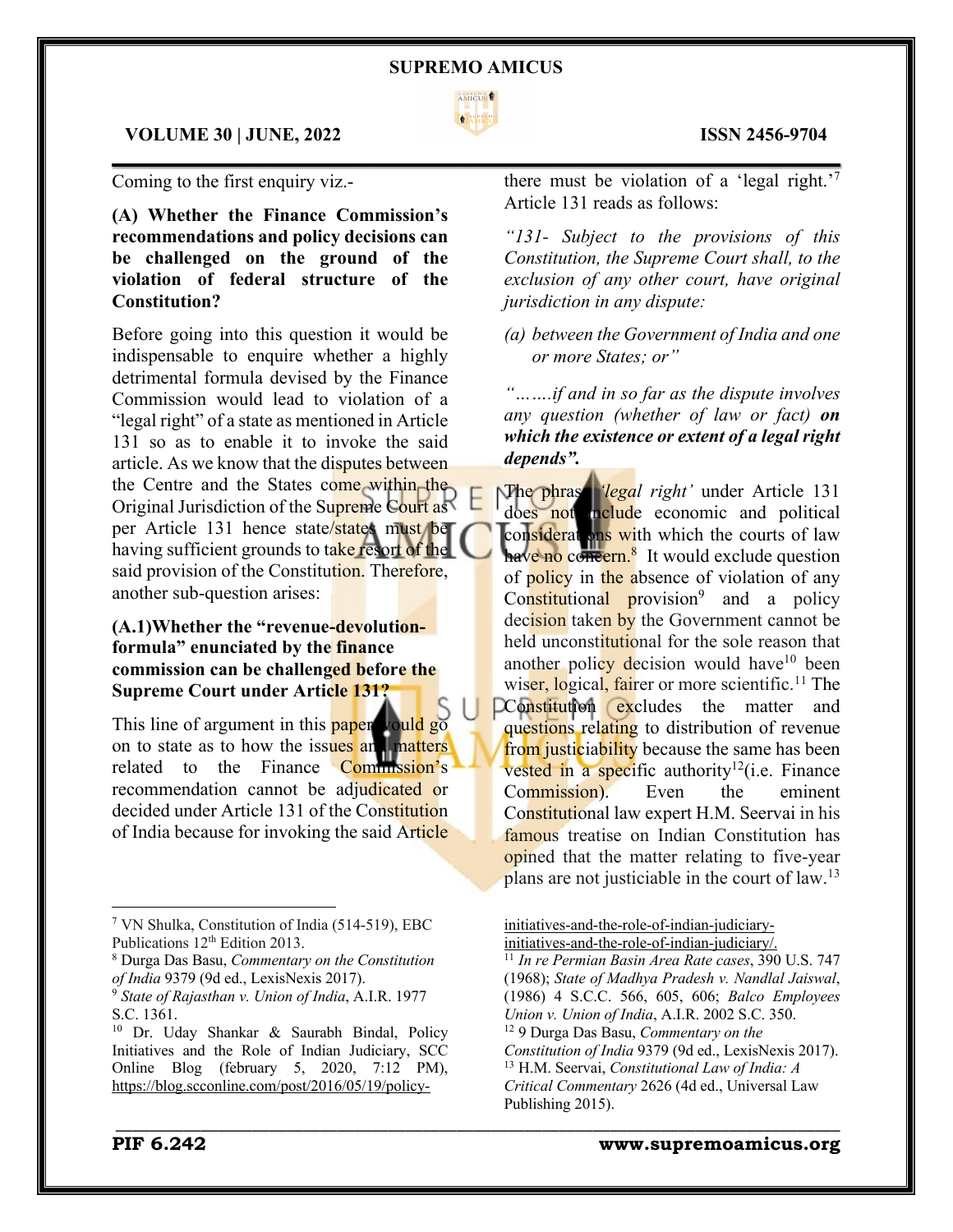Coming to the first enquiry viz.-

**(A) Whether the Finance Commission's recommendations and policy decisions can be challenged on the ground of the violation of federal structure of the Constitution?**

Before going into this question it would be indispensable to enquire whether a highly detrimental formula devised by the Finance Commission would lead to violation of a "legal right" of a state as mentioned in Article 131 so as to enable it to invoke the said article. As we know that the disputes between the Centre and the States come within the Original Jurisdiction of the Supreme Court as per Article 131 hence state/states must be having sufficient grounds to take resort of the said provision of the Constitution. Therefore, another sub-question arises:

**(A.1)Whether the "revenue-devolution-formula" enunciated by the finance commission can be challenged before the Supreme Court under Article 131?**

This line of argument in this paper would go on to state as to how the issues and matters related to the Finance Commission's recommendation cannot be adjudicated or decided under Article 131 of the Constitution of India because for invoking the said Article there must be violation of a 'legal right.'[7] Article 131 reads as follows:

*"131- Subject to the provisions of this Constitution, the Supreme Court shall, to the exclusion of any other court, have original jurisdiction in any dispute:*

*(a) between the Government of India and one or more States; or"*

*"…….if and in so far as the dispute involves any question (whether of law or fact)* ***on which the existence or extent of a legal right depends".***

The phrase *'legal right'* under Article 131 does not include economic and political considerations with which the courts of law have no concern.[8] It would exclude question of policy in the absence of violation of any Constitutional provision[9] and a policy decision taken by the Government cannot be held unconstitutional for the sole reason that another policy decision would have[10] been wiser, logical, fairer or more scientific.[11] The Constitution excludes the matter and questions relating to distribution of revenue from justiciability because the same has been vested in a specific authority[12](i.e. Finance Commission). Even the eminent Constitutional law expert H.M. Seervai in his famous treatise on Indian Constitution has opined that the matter relating to five-year plans are not justiciable in the court of law.[13]

---

[7] VN Shulka, Constitution of India (514-519), EBC Publications 12th Edition 2013.

[8] Durga Das Basu, *Commentary on the Constitution of India* 9379 (9d ed., LexisNexis 2017).

[9] *State of Rajasthan v. Union of India*, A.I.R. 1977 S.C. 1361.

[10] Dr. Uday Shankar & Saurabh Bindal, Policy Initiatives and the Role of Indian Judiciary, SCC Online Blog (february 5, 2020, 7:12 PM), https://blog.scconline.com/post/2016/05/19/policy-initiatives-and-the-role-of-indian-judiciary-initiatives-and-the-role-of-indian-judiciary/.

[11] *In re Permian Basin Area Rate cases*, 390 U.S. 747 (1968); *State of Madhya Pradesh v. Nandlal Jaiswal*, (1986) 4 S.C.C. 566, 605, 606; *Balco Employees Union v. Union of India*, A.I.R. 2002 S.C. 350.

[12] 9 Durga Das Basu, *Commentary on the Constitution of India* 9379 (9d ed., LexisNexis 2017).

[13] H.M. Seervai, *Constitutional Law of India: A Critical Commentary* 2626 (4d ed., Universal Law Publishing 2015).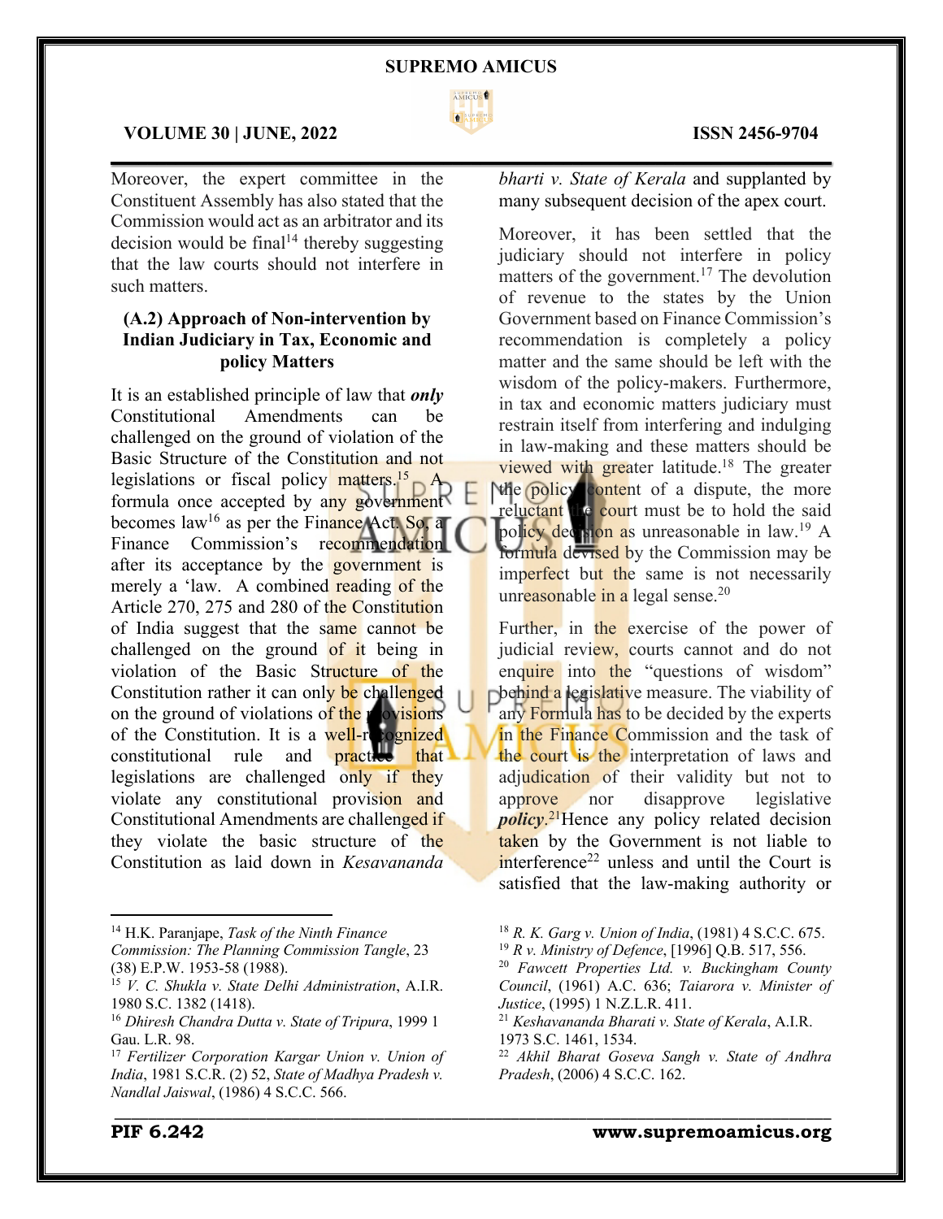Moreover, the expert committee in the Constituent Assembly has also stated that the Commission would act as an arbitrator and its decision would be final[14] thereby suggesting that the law courts should not interfere in such matters.

### (A.2) Approach of Non-intervention by Indian Judiciary in Tax, Economic and policy Matters

It is an established principle of law that ***only*** Constitutional Amendments can be challenged on the ground of violation of the Basic Structure of the Constitution and not legislations or fiscal policy matters.[15] A formula once accepted by any government becomes law[16] as per the Finance Act. So, a Finance Commission's recommendation after its acceptance by the government is merely a 'law. A combined reading of the Article 270, 275 and 280 of the Constitution of India suggest that the same cannot be challenged on the ground of it being in violation of the Basic Structure of the Constitution rather it can only be challenged on the ground of violations of the provisions of the Constitution. It is a well-recognized constitutional rule and practice that legislations are challenged only if they violate any constitutional provision and Constitutional Amendments are challenged if they violate the basic structure of the Constitution as laid down in *Kesavananda bharti v. State of Kerala* and supplanted by many subsequent decision of the apex court.

Moreover, it has been settled that the judiciary should not interfere in policy matters of the government.[17] The devolution of revenue to the states by the Union Government based on Finance Commission's recommendation is completely a policy matter and the same should be left with the wisdom of the policy-makers. Furthermore, in tax and economic matters judiciary must restrain itself from interfering and indulging in law-making and these matters should be viewed with greater latitude.[18] The greater the policy content of a dispute, the more reluctant the court must be to hold the said policy decision as unreasonable in law.[19] A formula devised by the Commission may be imperfect but the same is not necessarily unreasonable in a legal sense.[20]

Further, in the exercise of the power of judicial review, courts cannot and do not enquire into the "questions of wisdom" behind a legislative measure. The viability of any Formula has to be decided by the experts in the Finance Commission and the task of the court is the interpretation of laws and adjudication of their validity but not to approve nor disapprove legislative ***policy***.[21]Hence any policy related decision taken by the Government is not liable to interference[22] unless and until the Court is satisfied that the law-making authority or

---

[14] H.K. Paranjape, *Task of the Ninth Finance Commission: The Planning Commission Tangle*, 23 (38) E.P.W. 1953-58 (1988).

[15] *V. C. Shukla v. State Delhi Administration*, A.I.R. 1980 S.C. 1382 (1418).

[16] *Dhiresh Chandra Dutta v. State of Tripura*, 1999 1 Gau. L.R. 98.

[17] *Fertilizer Corporation Kargar Union v. Union of India*, 1981 S.C.R. (2) 52, *State of Madhya Pradesh v. Nandlal Jaiswal*, (1986) 4 S.C.C. 566.

[18] *R. K. Garg v. Union of India*, (1981) 4 S.C.C. 675.

[19] *R v. Ministry of Defence*, [1996] Q.B. 517, 556.

[20] *Fawcett Properties Ltd. v. Buckingham County Council*, (1961) A.C. 636; *Taiarora v. Minister of Justice*, (1995) 1 N.Z.L.R. 411.

[21] *Keshavananda Bharati v. State of Kerala*, A.I.R. 1973 S.C. 1461, 1534.

[22] *Akhil Bharat Goseva Sangh v. State of Andhra Pradesh*, (2006) 4 S.C.C. 162.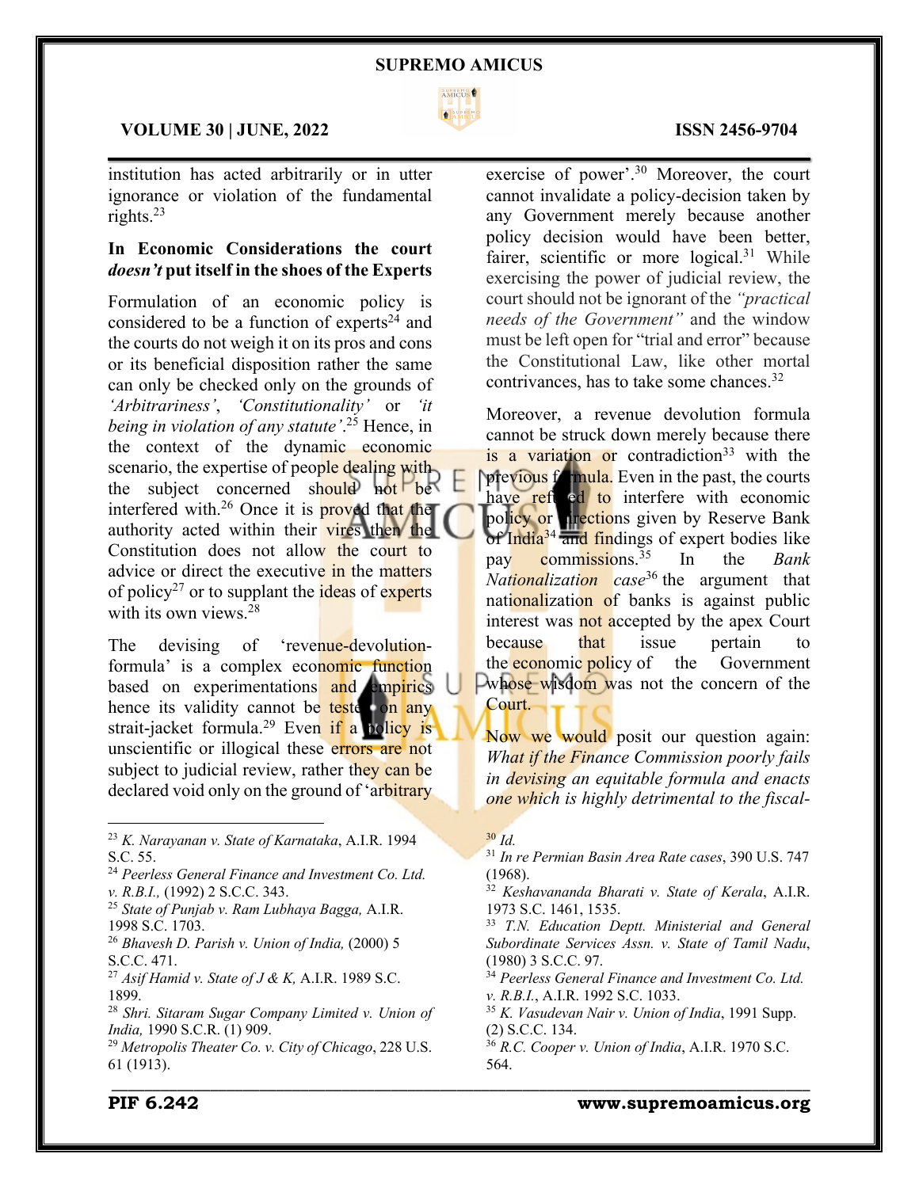institution has acted arbitrarily or in utter ignorance or violation of the fundamental rights.[23]

**In Economic Considerations the court *doesn't* put itself in the shoes of the Experts**

Formulation of an economic policy is considered to be a function of experts[24] and the courts do not weigh it on its pros and cons or its beneficial disposition rather the same can only be checked only on the grounds of *'Arbitrariness'*, *'Constitutionality'* or *'it being in violation of any statute'*.[25] Hence, in the context of the dynamic economic scenario, the expertise of people dealing with the subject concerned should not be interfered with.[26] Once it is proved that the authority acted within their vires then the Constitution does not allow the court to advice or direct the executive in the matters of policy[27] or to supplant the ideas of experts with its own views.[28]

The devising of 'revenue-devolution-formula' is a complex economic function based on experimentations and empirics hence its validity cannot be tested on any strait-jacket formula.[29] Even if a policy is unscientific or illogical these errors are not subject to judicial review, rather they can be declared void only on the ground of 'arbitrary exercise of power'.[30] Moreover, the court cannot invalidate a policy-decision taken by any Government merely because another policy decision would have been better, fairer, scientific or more logical.[31] While exercising the power of judicial review, the court should not be ignorant of the *"practical needs of the Government"* and the window must be left open for "trial and error" because the Constitutional Law, like other mortal contrivances, has to take some chances.[32]

Moreover, a revenue devolution formula cannot be struck down merely because there is a variation or contradiction[33] with the previous formula. Even in the past, the courts have refused to interfere with economic policy or directions given by Reserve Bank of India[34] and findings of expert bodies like pay commissions.[35] In the *Bank Nationalization case*[36] the argument that nationalization of banks is against public interest was not accepted by the apex Court because that issue pertain to the economic policy of the Government whose wisdom was not the concern of the Court.

Now we would posit our question again: *What if the Finance Commission poorly fails in devising an equitable formula and enacts one which is highly detrimental to the fiscal-*

---

[23] *K. Narayanan v. State of Karnataka*, A.I.R. 1994 S.C. 55.

[24] *Peerless General Finance and Investment Co. Ltd. v. R.B.I.,* (1992) 2 S.C.C. 343.

[25] *State of Punjab v. Ram Lubhaya Bagga,* A.I.R. 1998 S.C. 1703.

[26] *Bhavesh D. Parish v. Union of India,* (2000) 5 S.C.C. 471.

[27] *Asif Hamid v. State of J & K,* A.I.R. 1989 S.C. 1899.

[28] *Shri. Sitaram Sugar Company Limited v. Union of India,* 1990 S.C.R. (1) 909.

[29] *Metropolis Theater Co. v. City of Chicago*, 228 U.S. 61 (1913).

[30] *Id.*

[31] *In re Permian Basin Area Rate cases*, 390 U.S. 747 (1968).

[32] *Keshavananda Bharati v. State of Kerala*, A.I.R. 1973 S.C. 1461, 1535.

[33] *T.N. Education Deptt. Ministerial and General Subordinate Services Assn. v. State of Tamil Nadu*, (1980) 3 S.C.C. 97.

[34] *Peerless General Finance and Investment Co. Ltd. v. R.B.I.*, A.I.R. 1992 S.C. 1033.

[35] *K. Vasudevan Nair v. Union of India*, 1991 Supp. (2) S.C.C. 134.

[36] *R.C. Cooper v. Union of India*, A.I.R. 1970 S.C. 564.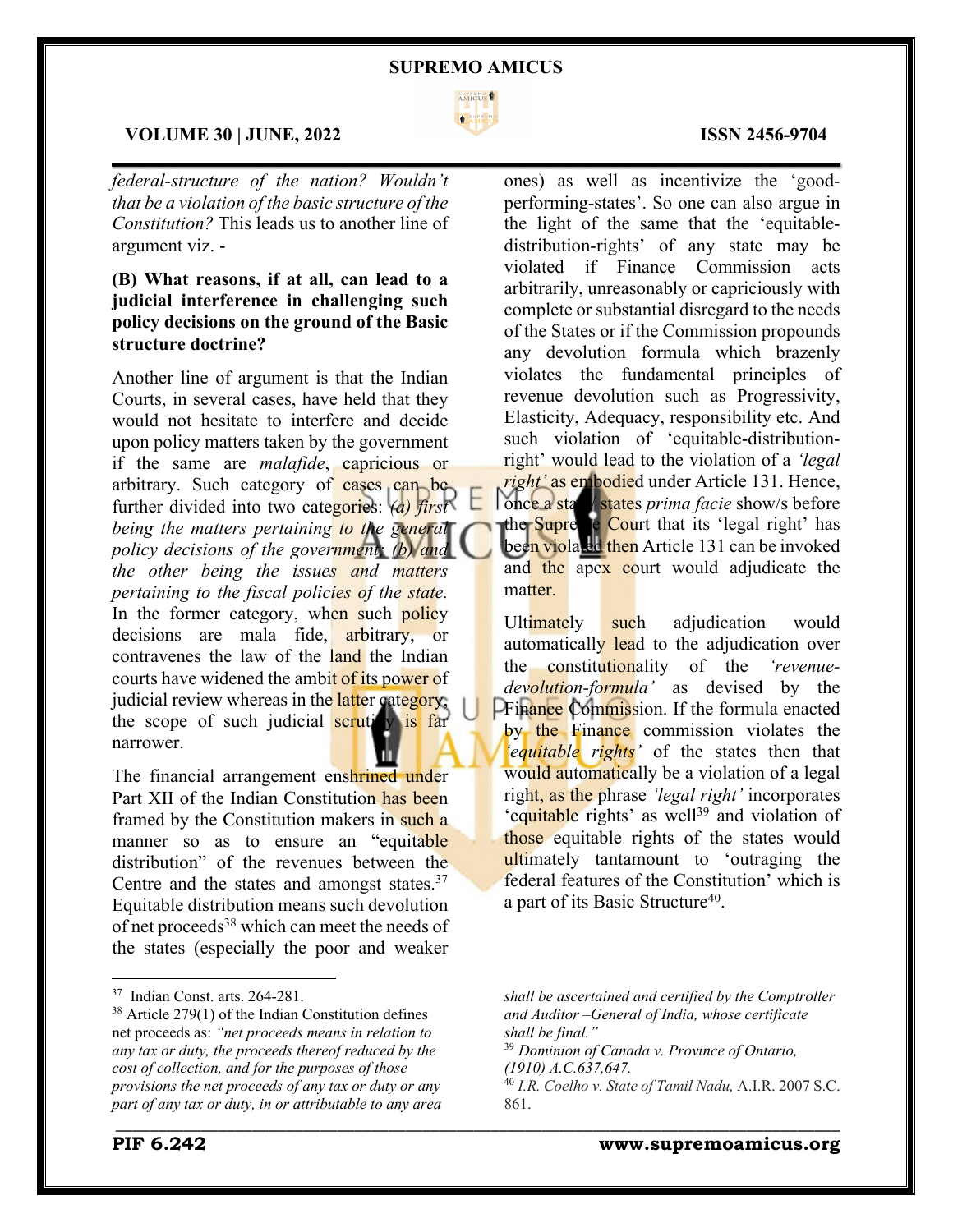*federal-structure of the nation? Wouldn't that be a violation of the basic structure of the Constitution?* This leads us to another line of argument viz. -

**(B) What reasons, if at all, can lead to a judicial interference in challenging such policy decisions on the ground of the Basic structure doctrine?**

Another line of argument is that the Indian Courts, in several cases, have held that they would not hesitate to interfere and decide upon policy matters taken by the government if the same are *malafide*, capricious or arbitrary. Such category of cases can be further divided into two categories: *(a) first being the matters pertaining to the general policy decisions of the government; (b) and the other being the issues and matters pertaining to the fiscal policies of the state.* In the former category, when such policy decisions are mala fide, arbitrary, or contravenes the law of the land the Indian courts have widened the ambit of its power of judicial review whereas in the latter category, the scope of such judicial scrutiny is far narrower.

The financial arrangement enshrined under Part XII of the Indian Constitution has been framed by the Constitution makers in such a manner so as to ensure an "equitable distribution" of the revenues between the Centre and the states and amongst states.[37] Equitable distribution means such devolution of net proceeds[38] which can meet the needs of the states (especially the poor and weaker ones) as well as incentivize the 'good-performing-states'. So one can also argue in the light of the same that the 'equitable-distribution-rights' of any state may be violated if Finance Commission acts arbitrarily, unreasonably or capriciously with complete or substantial disregard to the needs of the States or if the Commission propounds any devolution formula which brazenly violates the fundamental principles of revenue devolution such as Progressivity, Elasticity, Adequacy, responsibility etc. And such violation of 'equitable-distribution-right' would lead to the violation of a *'legal right'* as embodied under Article 131. Hence, once a state/ states *prima facie* show/s before the Supreme Court that its 'legal right' has been violated then Article 131 can be invoked and the apex court would adjudicate the matter.

Ultimately such adjudication would automatically lead to the adjudication over the constitutionality of the *'revenue-devolution-formula'* as devised by the Finance Commission. If the formula enacted by the Finance commission violates the *'equitable rights'* of the states then that would automatically be a violation of a legal right, as the phrase *'legal right'* incorporates 'equitable rights' as well[39] and violation of those equitable rights of the states would ultimately tantamount to 'outraging the federal features of the Constitution' which is a part of its Basic Structure[40].

---

[37] Indian Const. arts. 264-281.

[38] Article 279(1) of the Indian Constitution defines net proceeds as: *"net proceeds means in relation to any tax or duty, the proceeds thereof reduced by the cost of collection, and for the purposes of those provisions the net proceeds of any tax or duty or any part of any tax or duty, in or attributable to any area shall be ascertained and certified by the Comptroller and Auditor –General of India, whose certificate shall be final."*

[39] *Dominion of Canada v. Province of Ontario, (1910) A.C.637,647.*

[40] *I.R. Coelho v. State of Tamil Nadu,* A.I.R. 2007 S.C. 861.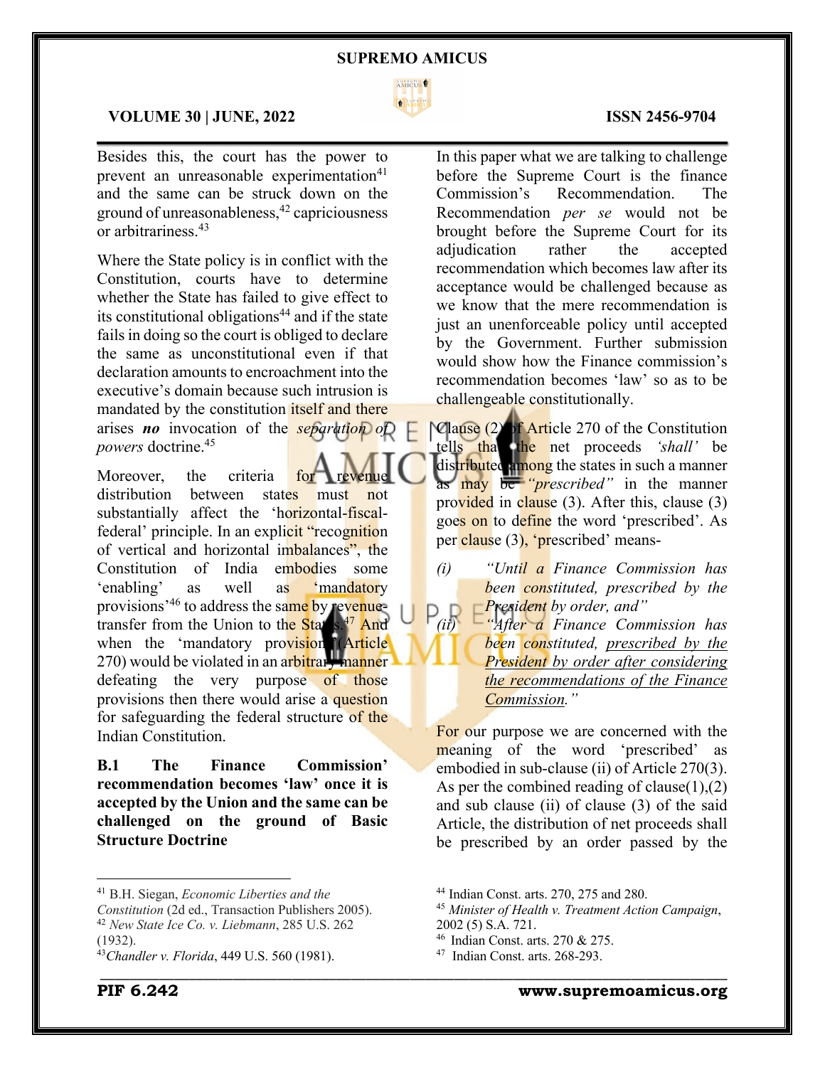Besides this, the court has the power to prevent an unreasonable experimentation[41] and the same can be struck down on the ground of unreasonableness,[42] capriciousness or arbitrariness.[43]

Where the State policy is in conflict with the Constitution, courts have to determine whether the State has failed to give effect to its constitutional obligations[44] and if the state fails in doing so the court is obliged to declare the same as unconstitutional even if that declaration amounts to encroachment into the executive's domain because such intrusion is mandated by the constitution itself and there arises ***no*** invocation of the *separation of powers* doctrine.[45]

Moreover, the criteria for revenue distribution between states must not substantially affect the 'horizontal-fiscal-federal' principle. In an explicit "recognition of vertical and horizontal imbalances", the Constitution of India embodies some 'enabling' as well as 'mandatory provisions'[46] to address the same by revenue-transfer from the Union to the States.[47] And when the 'mandatory provision' (Article 270) would be violated in an arbitrary manner defeating the very purpose of those provisions then there would arise a question for safeguarding the federal structure of the Indian Constitution.

**B.1 The Finance Commission' recommendation becomes 'law' once it is accepted by the Union and the same can be challenged on the ground of Basic Structure Doctrine**

In this paper what we are talking to challenge before the Supreme Court is the finance Commission's Recommendation. The Recommendation *per se* would not be brought before the Supreme Court for its adjudication rather the accepted recommendation which becomes law after its acceptance would be challenged because as we know that the mere recommendation is just an unenforceable policy until accepted by the Government. Further submission would show how the Finance commission's recommendation becomes 'law' so as to be challengeable constitutionally.

Clause (2) of Article 270 of the Constitution tells that the net proceeds *'shall'* be distributed among the states in such a manner as may be *"prescribed"* in the manner provided in clause (3). After this, clause (3) goes on to define the word 'prescribed'. As per clause (3), 'prescribed' means-

*(i) "Until a Finance Commission has been constituted, prescribed by the President by order, and"*

*(ii) "After a Finance Commission has been constituted, prescribed by the President by order after considering the recommendations of the Finance Commission."*

For our purpose we are concerned with the meaning of the word 'prescribed' as embodied in sub-clause (ii) of Article 270(3). As per the combined reading of clause(1),(2) and sub clause (ii) of clause (3) of the said Article, the distribution of net proceeds shall be prescribed by an order passed by the

---

[41] B.H. Siegan, *Economic Liberties and the Constitution* (2d ed., Transaction Publishers 2005).

[42] *New State Ice Co. v. Liebmann*, 285 U.S. 262 (1932).

[43] *Chandler v. Florida*, 449 U.S. 560 (1981).

[44] Indian Const. arts. 270, 275 and 280.

[45] *Minister of Health v. Treatment Action Campaign*, 2002 (5) S.A. 721.

[46] Indian Const. arts. 270 & 275.

[47] Indian Const. arts. 268-293.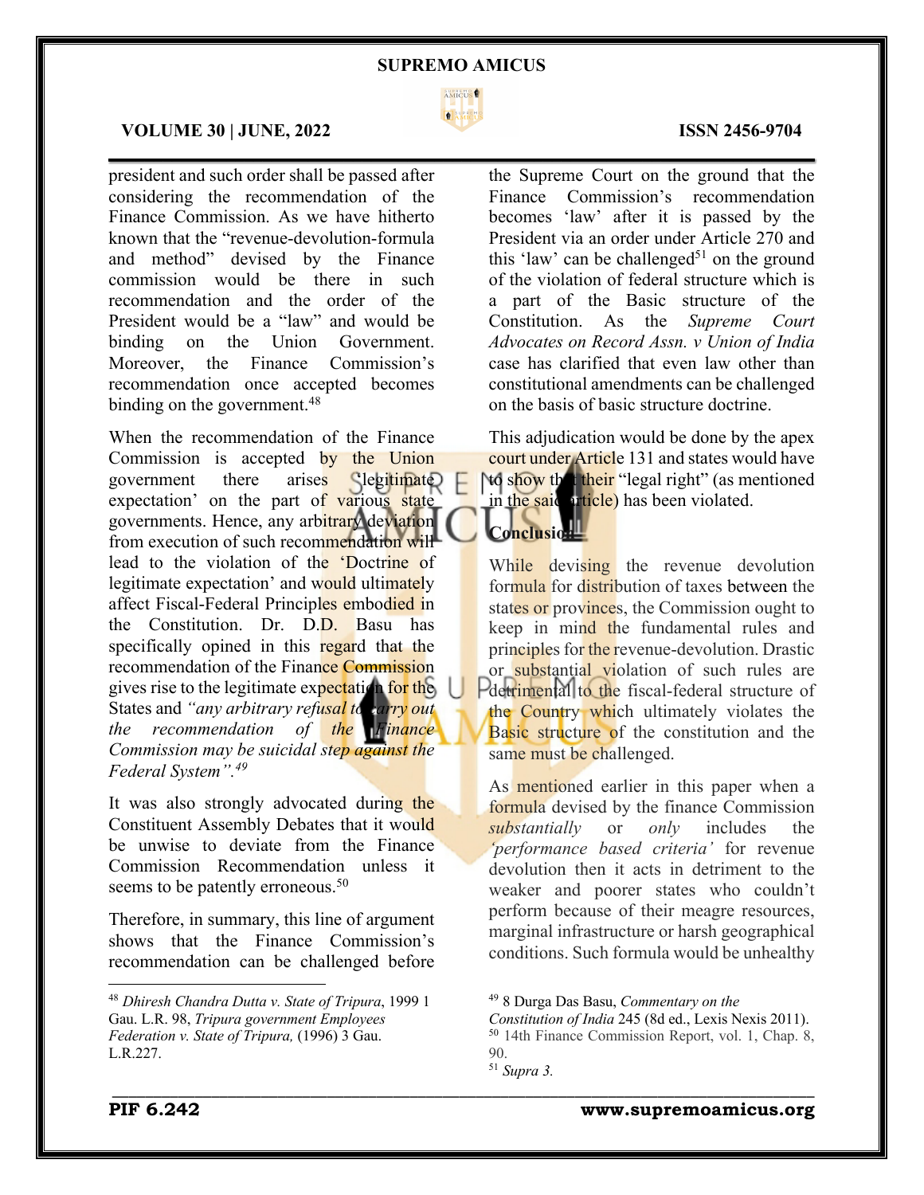president and such order shall be passed after considering the recommendation of the Finance Commission. As we have hitherto known that the "revenue-devolution-formula and method" devised by the Finance commission would be there in such recommendation and the order of the President would be a "law" and would be binding on the Union Government. Moreover, the Finance Commission's recommendation once accepted becomes binding on the government.[48]

When the recommendation of the Finance Commission is accepted by the Union government there arises 'legitimate expectation' on the part of various state governments. Hence, any arbitrary deviation from execution of such recommendation will lead to the violation of the 'Doctrine of legitimate expectation' and would ultimately affect Fiscal-Federal Principles embodied in the Constitution. Dr. D.D. Basu has specifically opined in this regard that the recommendation of the Finance Commission gives rise to the legitimate expectation for the States and *"any arbitrary refusal to carry out the recommendation of the Finance Commission may be suicidal step against the Federal System".*[49]

It was also strongly advocated during the Constituent Assembly Debates that it would be unwise to deviate from the Finance Commission Recommendation unless it seems to be patently erroneous.[50]

Therefore, in summary, this line of argument shows that the Finance Commission's recommendation can be challenged before the Supreme Court on the ground that the Finance Commission's recommendation becomes 'law' after it is passed by the President via an order under Article 270 and this 'law' can be challenged[51] on the ground of the violation of federal structure which is a part of the Basic structure of the Constitution. As the *Supreme Court Advocates on Record Assn. v Union of India* case has clarified that even law other than constitutional amendments can be challenged on the basis of basic structure doctrine.

This adjudication would be done by the apex court under Article 131 and states would have to show that their "legal right" (as mentioned in the said article) has been violated.

## Conclusion

While devising the revenue devolution formula for distribution of taxes between the states or provinces, the Commission ought to keep in mind the fundamental rules and principles for the revenue-devolution. Drastic or substantial violation of such rules are detrimental to the fiscal-federal structure of the Country which ultimately violates the Basic structure of the constitution and the same must be challenged.

As mentioned earlier in this paper when a formula devised by the finance Commission *substantially* or *only* includes the *'performance based criteria'* for revenue devolution then it acts in detriment to the weaker and poorer states who couldn't perform because of their meagre resources, marginal infrastructure or harsh geographical conditions. Such formula would be unhealthy

---

[48] *Dhiresh Chandra Dutta v. State of Tripura*, 1999 1 Gau. L.R. 98, *Tripura government Employees Federation v. State of Tripura,* (1996) 3 Gau. L.R.227.

[49] 8 Durga Das Basu, *Commentary on the Constitution of India* 245 (8d ed., Lexis Nexis 2011).

[50] 14th Finance Commission Report, vol. 1, Chap. 8, 90.

[51] *Supra 3.*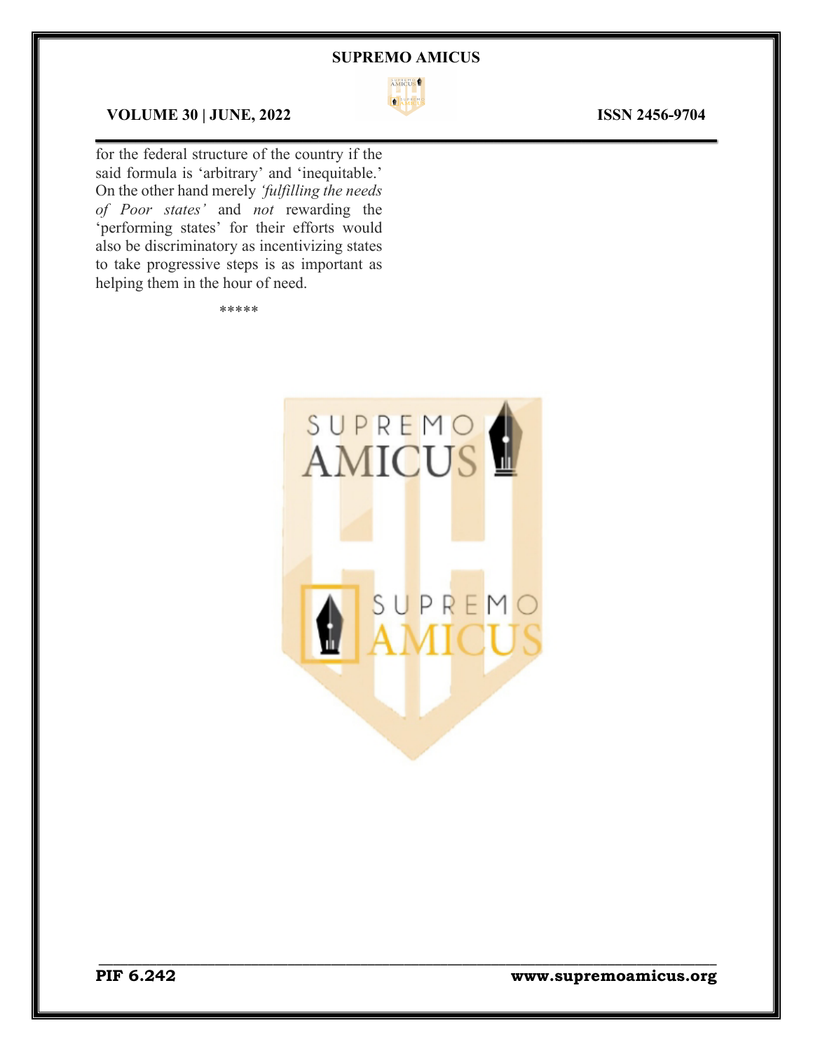for the federal structure of the country if the said formula is 'arbitrary' and 'inequitable.' On the other hand merely *'fulfilling the needs of Poor states'* and *not* rewarding the 'performing states' for their efforts would also be discriminatory as incentivizing states to take progressive steps is as important as helping them in the hour of need.

*****